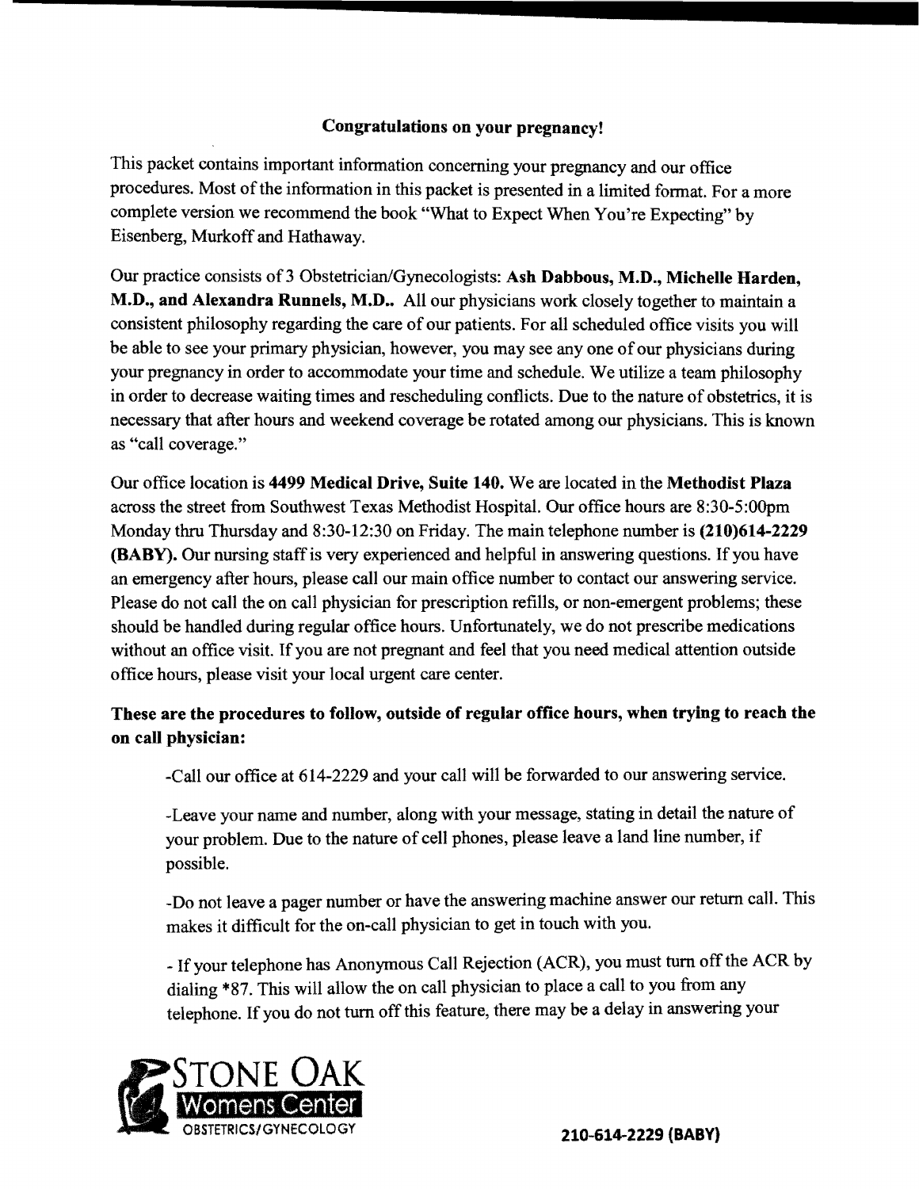**Congratulations on your pregnancy!**

This packet contains important information concerning your pregnancy and our office procedures. Most of the information in this packet is presented in a limited format. For a more complete version we recommend the book "What to Expect When You're Expecting" by Eisenberg, Murkoff and Hathaway.

Our practice consists of 3 Obstetrician/Gynecologists: **Ash Dabbous, M.D., Michelle Harden, M.D., and Alexandra Runnels, M.D..** All our physicians work closely together to maintain a consistent philosophy regarding the care of our patients. For all scheduled office visits you will be able to see your primary physician, however, you may see any one of our physicians during your pregnancy in order to accommodate your time and schedule. We utilize a team philosophy in order to decrease waiting times and rescheduling conflicts. Due to the nature of obstetrics, it is necessary that after hours and weekend coverage be rotated among our physicians. This is known as "call coverage."

Our office location is **4499 Medical Drive, Suite 140.** We are located in the **Methodist Plaza** across the street from Southwest Texas Methodist Hospital. Our office hours are 8:30-5:00pm Monday thru Thursday and 8:30-12:30 on Friday. The main telephone number is **(210)614-2229 (BABY).** Our nursing staff is very experienced and helpful in answering questions. If you have an emergency after hours, please call our main office number to contact our answering service. Please do not call the on call physician for prescription refills, or non-emergent problems; these should be handled during regular office hours. Unfortunately, we do not prescribe medications without an office visit. If you are not pregnant and feel that you need medical attention outside office hours, please visit your local urgent care center.

**These are the procedures to follow, outside of regular office hours, when trying to reach the on call physician:**

-Call our office at 614-2229 and your call will be forwarded to our answering service.

-Leave your name and number, along with your message, stating in detail the nature of your problem. Due to the nature of cell phones, please leave a land line number, if possible.

-Do not leave a pager number or have the answering machine answer our return call. This makes it difficult for the on-call physician to get in touch with you.

- If your telephone has Anonymous Call Rejection (ACR), you must turn off the ACR by dialing *87. This will allow the on call physician to place a call to you from any telephone. If you do not turn off this feature, there may be a delay in answering your

STONE OAK Womens Center OBSTETRICS/GYNECOLOGY

**210-614-2229 (BABY)**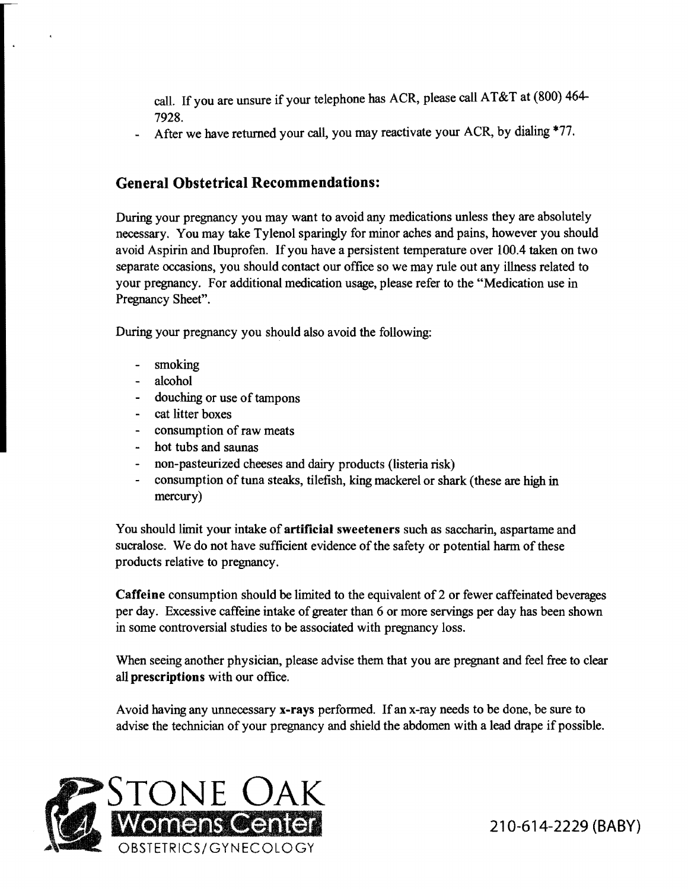call. If you are unsure if your telephone has ACR, please call AT&T at (800) 464-7928.

- After we have returned your call, you may reactivate your ACR, by dialing *77.

## General Obstetrical Recommendations:

During your pregnancy you may want to avoid any medications unless they are absolutely necessary. You may take Tylenol sparingly for minor aches and pains, however you should avoid Aspirin and Ibuprofen. If you have a persistent temperature over 100.4 taken on two separate occasions, you should contact our office so we may rule out any illness related to your pregnancy. For additional medication usage, please refer to the "Medication use in Pregnancy Sheet".

During your pregnancy you should also avoid the following:

- smoking
- alcohol
- douching or use of tampons
- cat litter boxes
- consumption of raw meats
- hot tubs and saunas
- non-pasteurized cheeses and dairy products (listeria risk)
- consumption of tuna steaks, tilefish, king mackerel or shark (these are high in mercury)

You should limit your intake of **artificial sweeteners** such as saccharin, aspartame and sucralose. We do not have sufficient evidence of the safety or potential harm of these products relative to pregnancy.

**Caffeine** consumption should be limited to the equivalent of 2 or fewer caffeinated beverages per day. Excessive caffeine intake of greater than 6 or more servings per day has been shown in some controversial studies to be associated with pregnancy loss.

When seeing another physician, please advise them that you are pregnant and feel free to clear all **prescriptions** with our office.

Avoid having any unnecessary **x-rays** performed. If an x-ray needs to be done, be sure to advise the technician of your pregnancy and shield the abdomen with a lead drape if possible.

STONE OAK Womens Center OBSTETRICS/GYNECOLOGY

210-614-2229 (BABY)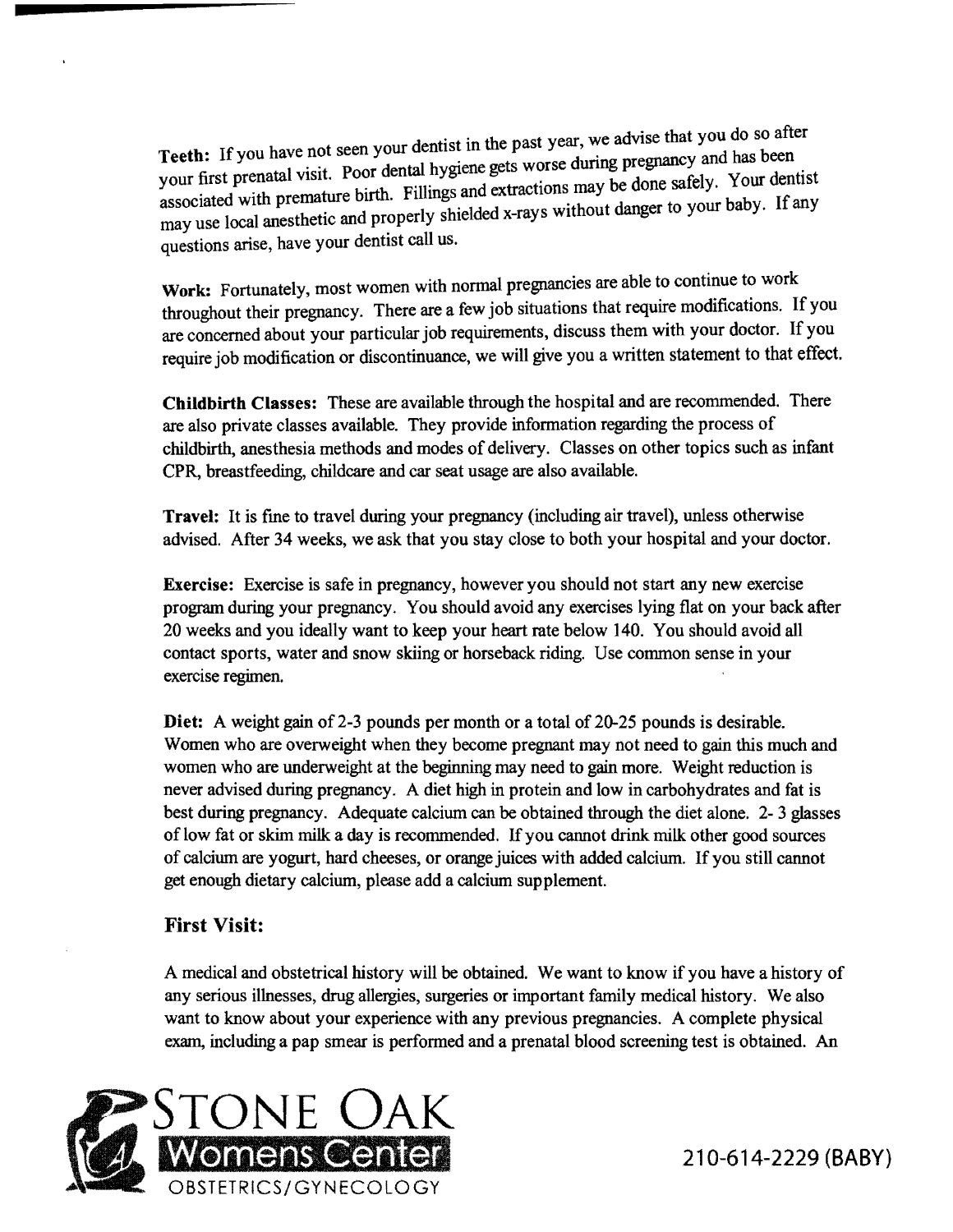**Teeth:** If you have not seen your dentist in the past year, we advise that you do so after your first prenatal visit. Poor dental hygiene gets worse during pregnancy and has been associated with premature birth. Fillings and extractions may be done safely. Your dentist may use local anesthetic and properly shielded x-rays without danger to your baby. If any questions arise, have your dentist call us.

**Work:** Fortunately, most women with normal pregnancies are able to continue to work throughout their pregnancy. There are a few job situations that require modifications. If you are concerned about your particular job requirements, discuss them with your doctor. If you require job modification or discontinuance, we will give you a written statement to that effect.

**Childbirth Classes:** These are available through the hospital and are recommended. There are also private classes available. They provide information regarding the process of childbirth, anesthesia methods and modes of delivery. Classes on other topics such as infant CPR, breastfeeding, childcare and car seat usage are also available.

**Travel:** It is fine to travel during your pregnancy (including air travel), unless otherwise advised. After 34 weeks, we ask that you stay close to both your hospital and your doctor.

**Exercise:** Exercise is safe in pregnancy, however you should not start any new exercise program during your pregnancy. You should avoid any exercises lying flat on your back after 20 weeks and you ideally want to keep your heart rate below 140. You should avoid all contact sports, water and snow skiing or horseback riding. Use common sense in your exercise regimen.

**Diet:** A weight gain of 2-3 pounds per month or a total of 20-25 pounds is desirable. Women who are overweight when they become pregnant may not need to gain this much and women who are underweight at the beginning may need to gain more. Weight reduction is never advised during pregnancy. A diet high in protein and low in carbohydrates and fat is best during pregnancy. Adequate calcium can be obtained through the diet alone. 2- 3 glasses of low fat or skim milk a day is recommended. If you cannot drink milk other good sources of calcium are yogurt, hard cheeses, or orange juices with added calcium. If you still cannot get enough dietary calcium, please add a calcium supplement.

## First Visit:

A medical and obstetrical history will be obtained. We want to know if you have a history of any serious illnesses, drug allergies, surgeries or important family medical history. We also want to know about your experience with any previous pregnancies. A complete physical exam, including a pap smear is performed and a prenatal blood screening test is obtained. An

STONE OAK Womens Center OBSTETRICS/GYNECOLOGY

210-614-2229 (BABY)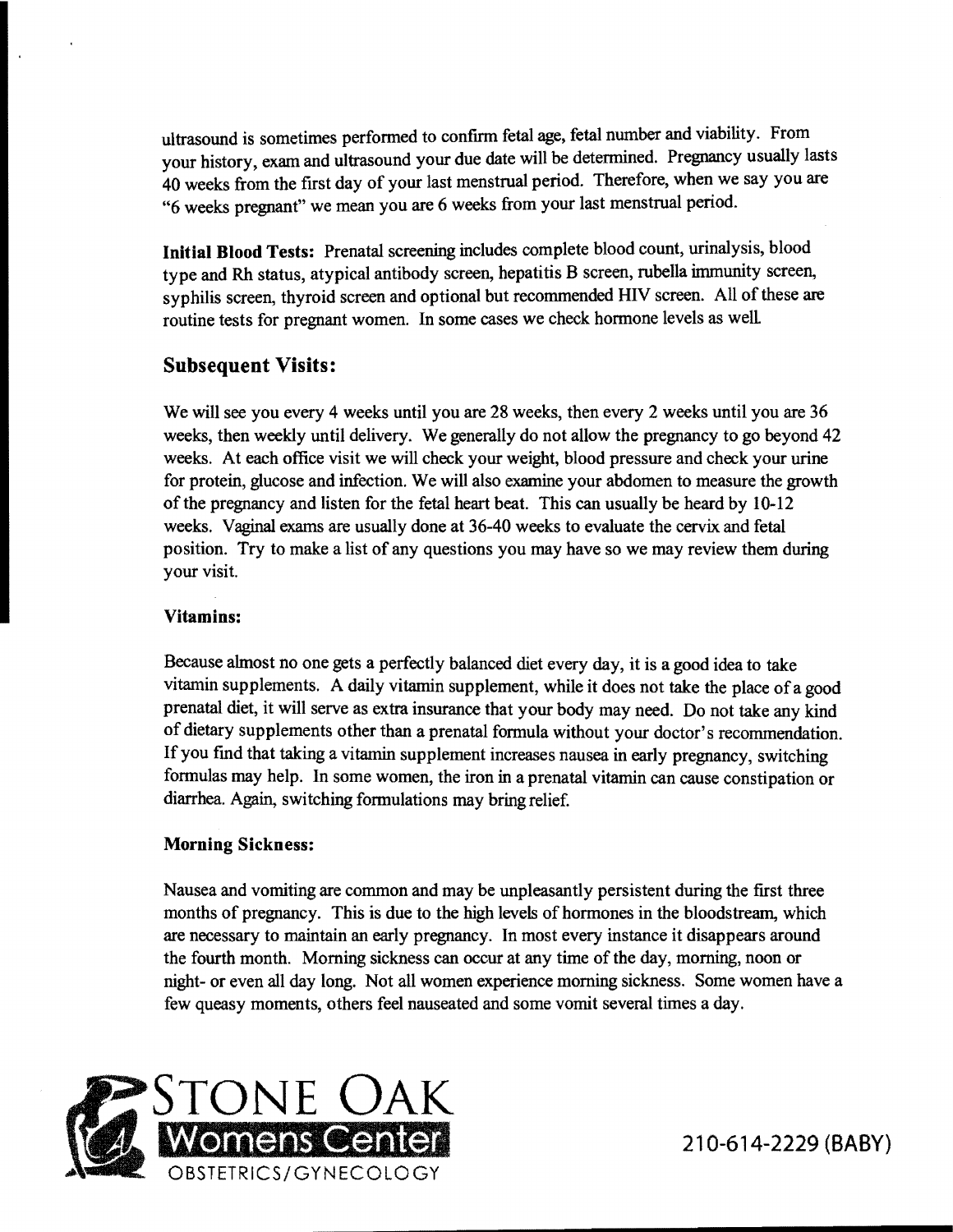ultrasound is sometimes performed to confirm fetal age, fetal number and viability. From your history, exam and ultrasound your due date will be determined. Pregnancy usually lasts 40 weeks from the first day of your last menstrual period. Therefore, when we say you are "6 weeks pregnant" we mean you are 6 weeks from your last menstrual period.

**Initial Blood Tests:** Prenatal screening includes complete blood count, urinalysis, blood type and Rh status, atypical antibody screen, hepatitis B screen, rubella immunity screen, syphilis screen, thyroid screen and optional but recommended HIV screen. All of these are routine tests for pregnant women. In some cases we check hormone levels as well.

## Subsequent Visits:

We will see you every 4 weeks until you are 28 weeks, then every 2 weeks until you are 36 weeks, then weekly until delivery. We generally do not allow the pregnancy to go beyond 42 weeks. At each office visit we will check your weight, blood pressure and check your urine for protein, glucose and infection. We will also examine your abdomen to measure the growth of the pregnancy and listen for the fetal heart beat. This can usually be heard by 10-12 weeks. Vaginal exams are usually done at 36-40 weeks to evaluate the cervix and fetal position. Try to make a list of any questions you may have so we may review them during your visit.

### Vitamins:

Because almost no one gets a perfectly balanced diet every day, it is a good idea to take vitamin supplements. A daily vitamin supplement, while it does not take the place of a good prenatal diet, it will serve as extra insurance that your body may need. Do not take any kind of dietary supplements other than a prenatal formula without your doctor's recommendation. If you find that taking a vitamin supplement increases nausea in early pregnancy, switching formulas may help. In some women, the iron in a prenatal vitamin can cause constipation or diarrhea. Again, switching formulations may bring relief.

### Morning Sickness:

Nausea and vomiting are common and may be unpleasantly persistent during the first three months of pregnancy. This is due to the high levels of hormones in the bloodstream, which are necessary to maintain an early pregnancy. In most every instance it disappears around the fourth month. Morning sickness can occur at any time of the day, morning, noon or night- or even all day long. Not all women experience morning sickness. Some women have a few queasy moments, others feel nauseated and some vomit several times a day.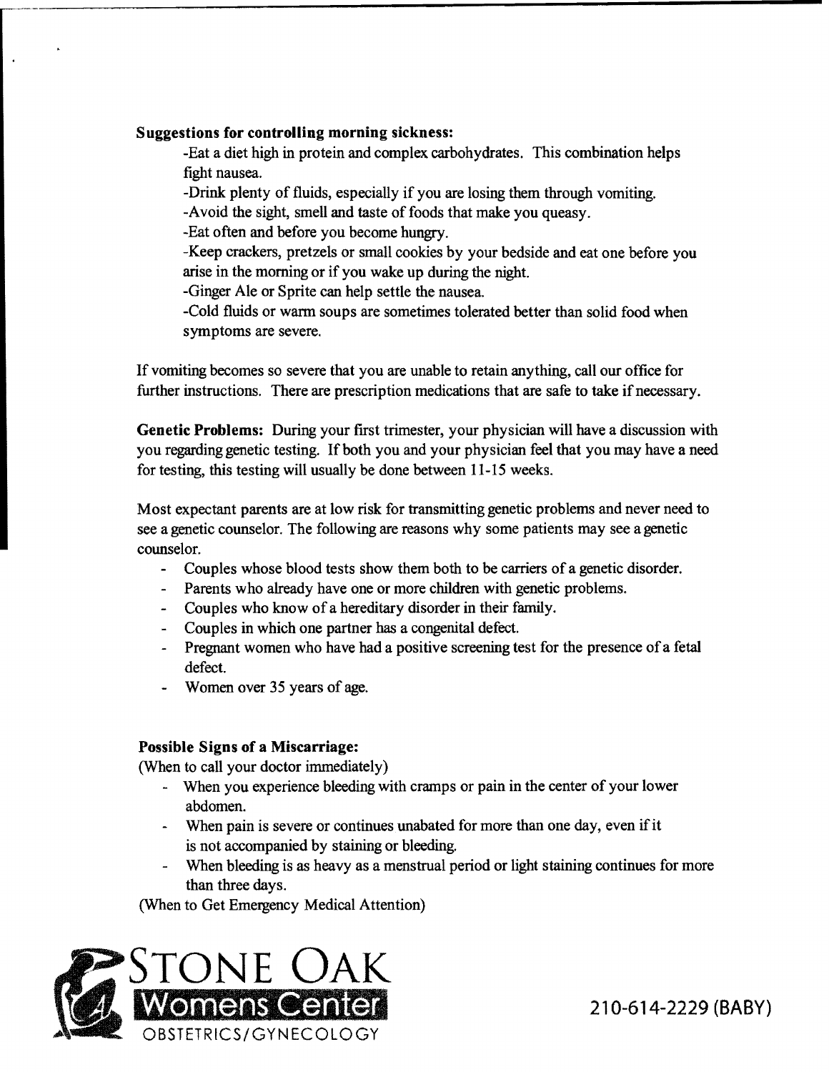**Suggestions for controlling morning sickness:**

-Eat a diet high in protein and complex carbohydrates. This combination helps fight nausea.

-Drink plenty of fluids, especially if you are losing them through vomiting.

-Avoid the sight, smell and taste of foods that make you queasy.

-Eat often and before you become hungry.

-Keep crackers, pretzels or small cookies by your bedside and eat one before you arise in the morning or if you wake up during the night.

-Ginger Ale or Sprite can help settle the nausea.

-Cold fluids or warm soups are sometimes tolerated better than solid food when symptoms are severe.

If vomiting becomes so severe that you are unable to retain anything, call our office for further instructions. There are prescription medications that are safe to take if necessary.

**Genetic Problems:** During your first trimester, your physician will have a discussion with you regarding genetic testing. If both you and your physician feel that you may have a need for testing, this testing will usually be done between 11-15 weeks.

Most expectant parents are at low risk for transmitting genetic problems and never need to see a genetic counselor. The following are reasons why some patients may see a genetic counselor.

- Couples whose blood tests show them both to be carriers of a genetic disorder.
- Parents who already have one or more children with genetic problems.
- Couples who know of a hereditary disorder in their family.
- Couples in which one partner has a congenital defect.
- Pregnant women who have had a positive screening test for the presence of a fetal defect.
- Women over 35 years of age.

**Possible Signs of a Miscarriage:**

(When to call your doctor immediately)

- When you experience bleeding with cramps or pain in the center of your lower abdomen.
- When pain is severe or continues unabated for more than one day, even if it is not accompanied by staining or bleeding.
- When bleeding is as heavy as a menstrual period or light staining continues for more than three days.

(When to Get Emergency Medical Attention)

STONE OAK Womens Center OBSTETRICS/GYNECOLOGY

210-614-2229 (BABY)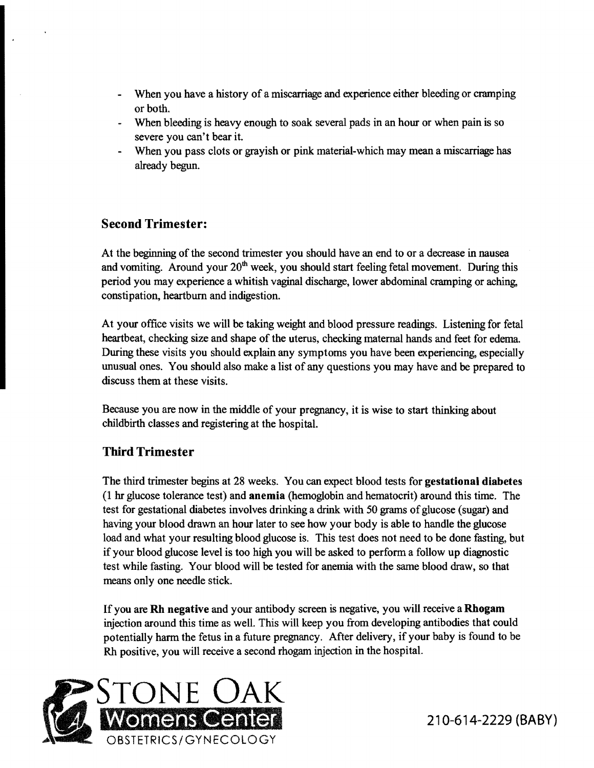- When you have a history of a miscarriage and experience either bleeding or cramping or both.
- When bleeding is heavy enough to soak several pads in an hour or when pain is so severe you can't bear it.
- When you pass clots or grayish or pink material-which may mean a miscarriage has already begun.

## Second Trimester:

At the beginning of the second trimester you should have an end to or a decrease in nausea and vomiting. Around your 20th week, you should start feeling fetal movement. During this period you may experience a whitish vaginal discharge, lower abdominal cramping or aching, constipation, heartburn and indigestion.

At your office visits we will be taking weight and blood pressure readings. Listening for fetal heartbeat, checking size and shape of the uterus, checking maternal hands and feet for edema. During these visits you should explain any symptoms you have been experiencing, especially unusual ones. You should also make a list of any questions you may have and be prepared to discuss them at these visits.

Because you are now in the middle of your pregnancy, it is wise to start thinking about childbirth classes and registering at the hospital.

## Third Trimester

The third trimester begins at 28 weeks. You can expect blood tests for **gestational diabetes** (1 hr glucose tolerance test) and **anemia** (hemoglobin and hematocrit) around this time. The test for gestational diabetes involves drinking a drink with 50 grams of glucose (sugar) and having your blood drawn an hour later to see how your body is able to handle the glucose load and what your resulting blood glucose is. This test does not need to be done fasting, but if your blood glucose level is too high you will be asked to perform a follow up diagnostic test while fasting. Your blood will be tested for anemia with the same blood draw, so that means only one needle stick.

If you are **Rh negative** and your antibody screen is negative, you will receive a **Rhogam** injection around this time as well. This will keep you from developing antibodies that could potentially harm the fetus in a future pregnancy. After delivery, if your baby is found to be Rh positive, you will receive a second rhogam injection in the hospital.

STONE OAK Womens Center OBSTETRICS/GYNECOLOGY

210-614-2229 (BABY)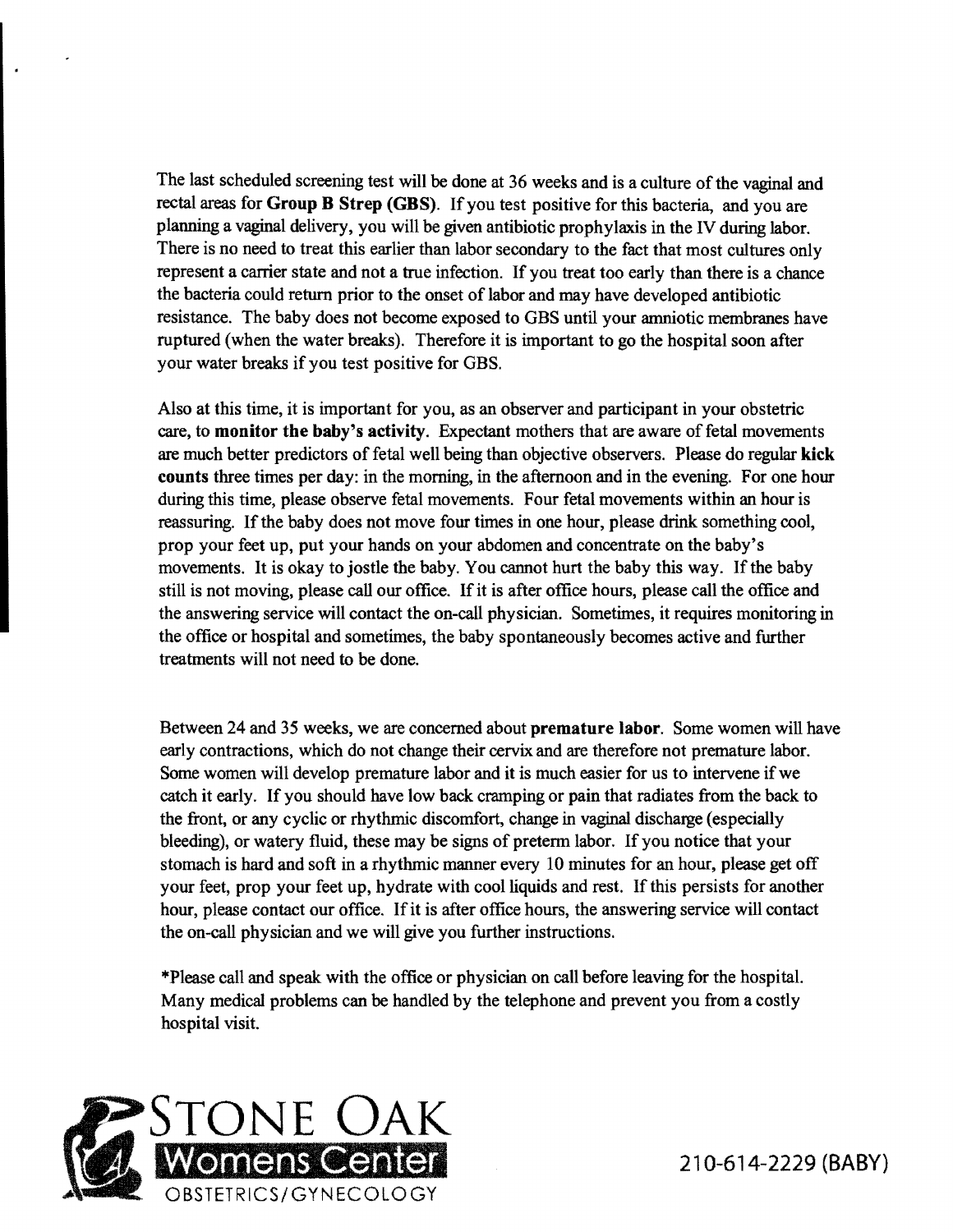The last scheduled screening test will be done at 36 weeks and is a culture of the vaginal and rectal areas for **Group B Strep (GBS)**. If you test positive for this bacteria, and you are planning a vaginal delivery, you will be given antibiotic prophylaxis in the IV during labor. There is no need to treat this earlier than labor secondary to the fact that most cultures only represent a carrier state and not a true infection. If you treat too early than there is a chance the bacteria could return prior to the onset of labor and may have developed antibiotic resistance. The baby does not become exposed to GBS until your amniotic membranes have ruptured (when the water breaks). Therefore it is important to go the hospital soon after your water breaks if you test positive for GBS.

Also at this time, it is important for you, as an observer and participant in your obstetric care, to **monitor the baby's activity**. Expectant mothers that are aware of fetal movements are much better predictors of fetal well being than objective observers. Please do regular **kick counts** three times per day: in the morning, in the afternoon and in the evening. For one hour during this time, please observe fetal movements. Four fetal movements within an hour is reassuring. If the baby does not move four times in one hour, please drink something cool, prop your feet up, put your hands on your abdomen and concentrate on the baby's movements. It is okay to jostle the baby. You cannot hurt the baby this way. If the baby still is not moving, please call our office. If it is after office hours, please call the office and the answering service will contact the on-call physician. Sometimes, it requires monitoring in the office or hospital and sometimes, the baby spontaneously becomes active and further treatments will not need to be done.

Between 24 and 35 weeks, we are concerned about **premature labor**. Some women will have early contractions, which do not change their cervix and are therefore not premature labor. Some women will develop premature labor and it is much easier for us to intervene if we catch it early. If you should have low back cramping or pain that radiates from the back to the front, or any cyclic or rhythmic discomfort, change in vaginal discharge (especially bleeding), or watery fluid, these may be signs of preterm labor. If you notice that your stomach is hard and soft in a rhythmic manner every 10 minutes for an hour, please get off your feet, prop your feet up, hydrate with cool liquids and rest. If this persists for another hour, please contact our office. If it is after office hours, the answering service will contact the on-call physician and we will give you further instructions.

*Please call and speak with the office or physician on call before leaving for the hospital. Many medical problems can be handled by the telephone and prevent you from a costly hospital visit.

STONE OAK Womens Center OBSTETRICS/GYNECOLOGY

210-614-2229 (BABY)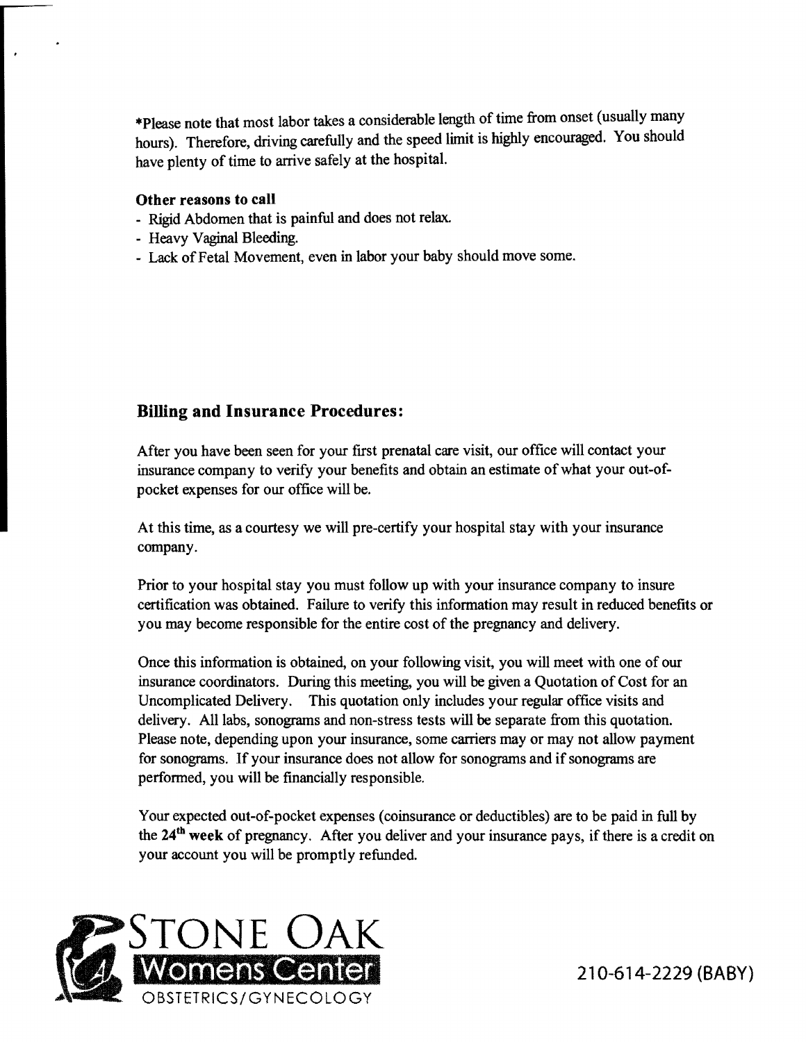*Please note that most labor takes a considerable length of time from onset (usually many hours). Therefore, driving carefully and the speed limit is highly encouraged. You should have plenty of time to arrive safely at the hospital.

**Other reasons to call**

- Rigid Abdomen that is painful and does not relax.
- Heavy Vaginal Bleeding.
- Lack of Fetal Movement, even in labor your baby should move some.

## Billing and Insurance Procedures:

After you have been seen for your first prenatal care visit, our office will contact your insurance company to verify your benefits and obtain an estimate of what your out-of-pocket expenses for our office will be.

At this time, as a courtesy we will pre-certify your hospital stay with your insurance company.

Prior to your hospital stay you must follow up with your insurance company to insure certification was obtained. Failure to verify this information may result in reduced benefits or you may become responsible for the entire cost of the pregnancy and delivery.

Once this information is obtained, on your following visit, you will meet with one of our insurance coordinators. During this meeting, you will be given a Quotation of Cost for an Uncomplicated Delivery. This quotation only includes your regular office visits and delivery. All labs, sonograms and non-stress tests will be separate from this quotation. Please note, depending upon your insurance, some carriers may or may not allow payment for sonograms. If your insurance does not allow for sonograms and if sonograms are performed, you will be financially responsible.

Your expected out-of-pocket expenses (coinsurance or deductibles) are to be paid in full by the **24th week** of pregnancy. After you deliver and your insurance pays, if there is a credit on your account you will be promptly refunded.

STONE OAK Womens Center OBSTETRICS/GYNECOLOGY

210-614-2229 (BABY)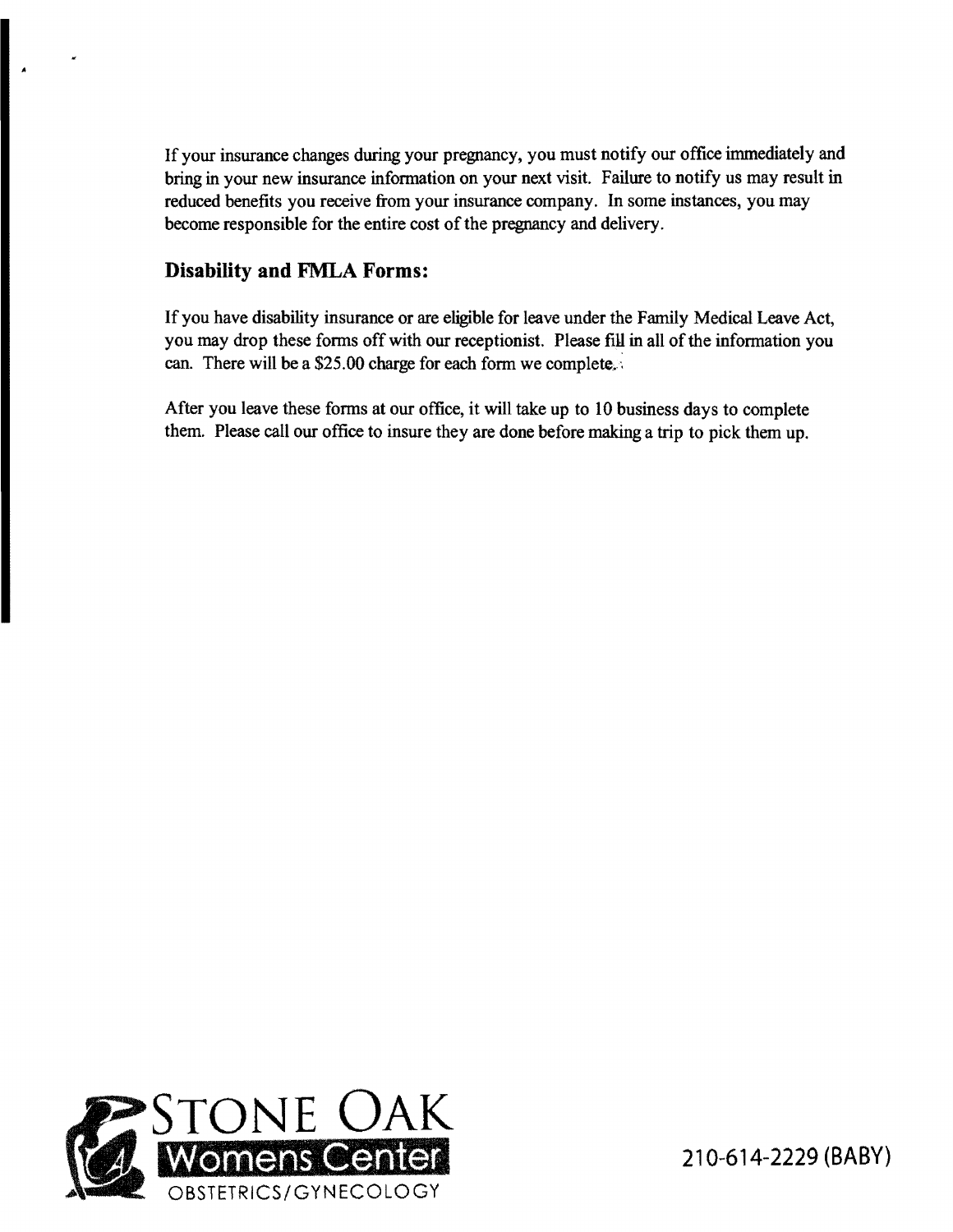If your insurance changes during your pregnancy, you must notify our office immediately and bring in your new insurance information on your next visit. Failure to notify us may result in reduced benefits you receive from your insurance company. In some instances, you may become responsible for the entire cost of the pregnancy and delivery.

### Disability and FMLA Forms:

If you have disability insurance or are eligible for leave under the Family Medical Leave Act, you may drop these forms off with our receptionist. Please fill in all of the information you can. There will be a $25.00 charge for each form we complete.

After you leave these forms at our office, it will take up to 10 business days to complete them. Please call our office to insure they are done before making a trip to pick them up.

STONE OAK
Womens Center
OBSTETRICS/GYNECOLOGY

210-614-2229 (BABY)